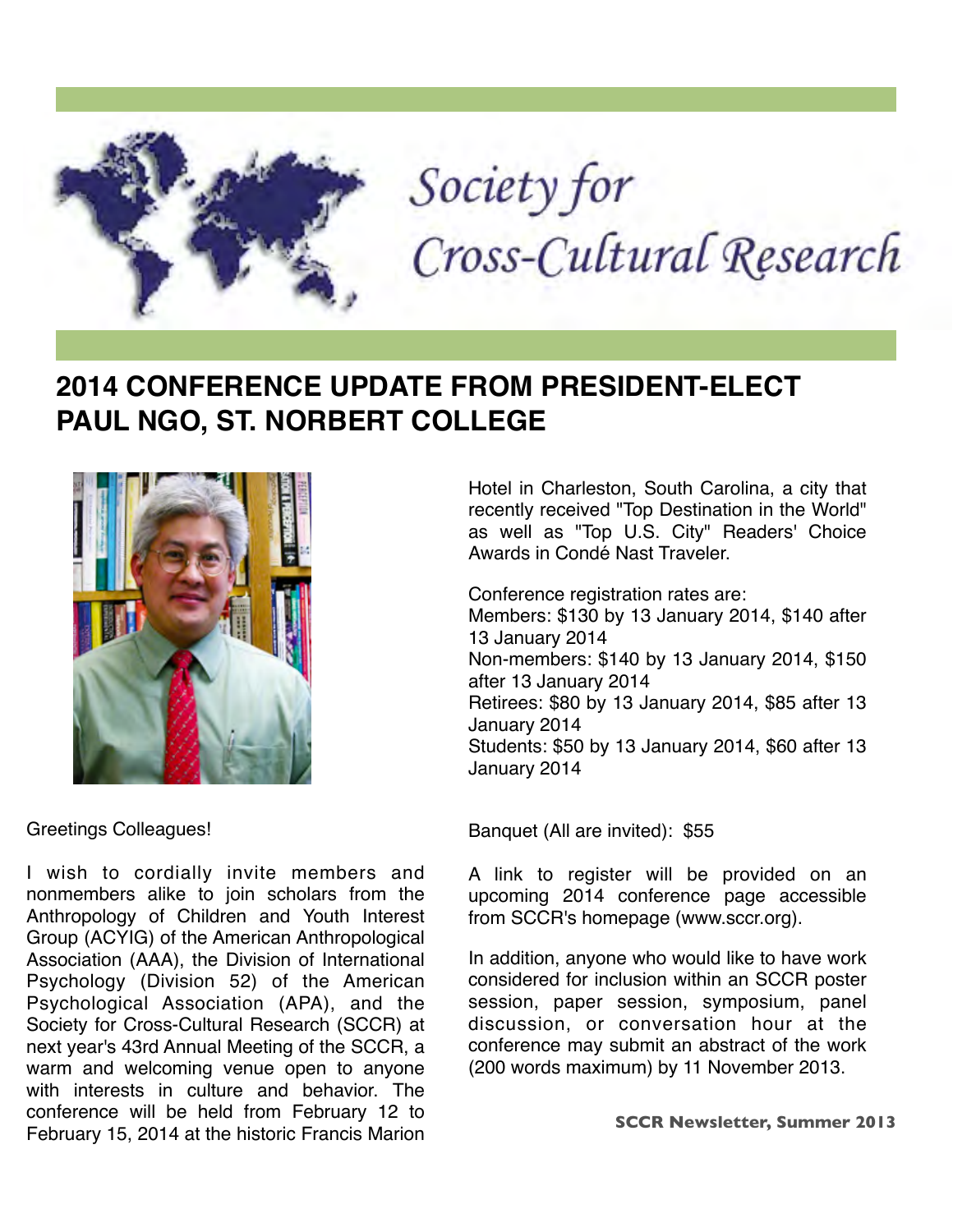# Society for Cross-Cultural Research

## 2014 CONFERENCE UPDATE FROM PRESIDENT-ELECT PAUL NGO, ST. NORBERT COLLEGE

Greetings Colleagues!

I wish to cordially invite members and nonmembers alike to join scholars from the Anthropology of Children and Youth Interest Group (ACYIG) of the American Anthropological Association (AAA), the Division of International Psychology (Division 52) of the American Psychological Association (APA), and the Society for Cross-Cultural Research (SCCR) at next year's 43rd Annual Meeting of the SCCR, a warm and welcoming venue open to anyone with interests in culture and behavior. The conference will be held from February 12 to February 15, 2014 at the historic Francis Marion Hotel in Charleston, South Carolina, a city that recently received "Top Destination in the World" as well as "Top U.S. City" Readers' Choice Awards in Condé Nast Traveler.

Conference registration rates are:
Members: $130 by 13 January 2014, $140 after 13 January 2014
Non-members: $140 by 13 January 2014, $150 after 13 January 2014
Retirees: $80 by 13 January 2014, $85 after 13 January 2014
Students: $50 by 13 January 2014, $60 after 13 January 2014

Banquet (All are invited): $55

A link to register will be provided on an upcoming 2014 conference page accessible from SCCR's homepage (www.sccr.org).

In addition, anyone who would like to have work considered for inclusion within an SCCR poster session, paper session, symposium, panel discussion, or conversation hour at the conference may submit an abstract of the work (200 words maximum) by 11 November 2013.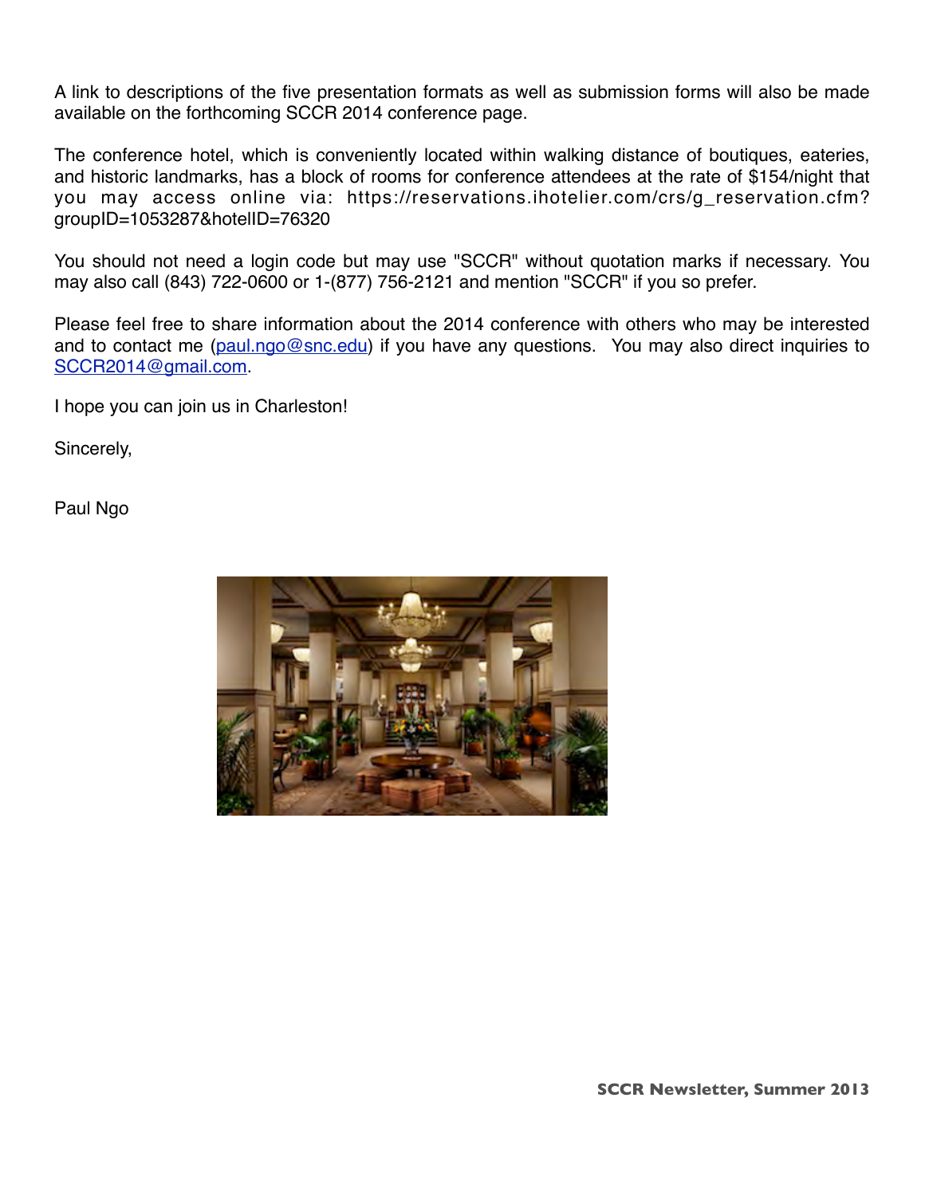A link to descriptions of the five presentation formats as well as submission forms will also be made available on the forthcoming SCCR 2014 conference page.

The conference hotel, which is conveniently located within walking distance of boutiques, eateries, and historic landmarks, has a block of rooms for conference attendees at the rate of $154/night that you may access online via: https://reservations.ihotelier.com/crs/g_reservation.cfm?groupID=1053287&hotelID=76320

You should not need a login code but may use "SCCR" without quotation marks if necessary. You may also call (843) 722-0600 or 1-(877) 756-2121 and mention "SCCR" if you so prefer.

Please feel free to share information about the 2014 conference with others who may be interested and to contact me (paul.ngo@snc.edu) if you have any questions. You may also direct inquiries to SCCR2014@gmail.com.

I hope you can join us in Charleston!

Sincerely,

Paul Ngo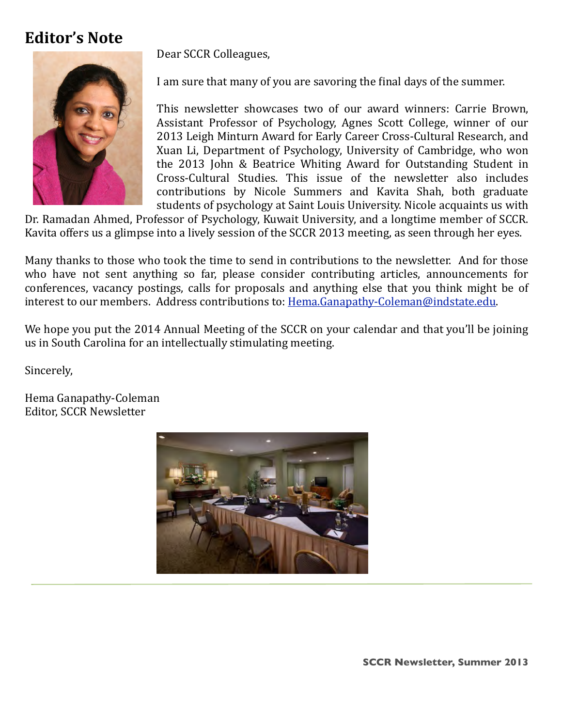## Editor's Note

Dear SCCR Colleagues,

I am sure that many of you are savoring the final days of the summer.

This newsletter showcases two of our award winners: Carrie Brown, Assistant Professor of Psychology, Agnes Scott College, winner of our 2013 Leigh Minturn Award for Early Career Cross-Cultural Research, and Xuan Li, Department of Psychology, University of Cambridge, who won the 2013 John & Beatrice Whiting Award for Outstanding Student in Cross-Cultural Studies. This issue of the newsletter also includes contributions by Nicole Summers and Kavita Shah, both graduate students of psychology at Saint Louis University. Nicole acquaints us with Dr. Ramadan Ahmed, Professor of Psychology, Kuwait University, and a longtime member of SCCR. Kavita offers us a glimpse into a lively session of the SCCR 2013 meeting, as seen through her eyes.

Many thanks to those who took the time to send in contributions to the newsletter. And for those who have not sent anything so far, please consider contributing articles, announcements for conferences, vacancy postings, calls for proposals and anything else that you think might be of interest to our members. Address contributions to: Hema.Ganapathy-Coleman@indstate.edu.

We hope you put the 2014 Annual Meeting of the SCCR on your calendar and that you'll be joining us in South Carolina for an intellectually stimulating meeting.

Sincerely,

Hema Ganapathy-Coleman
Editor, SCCR Newsletter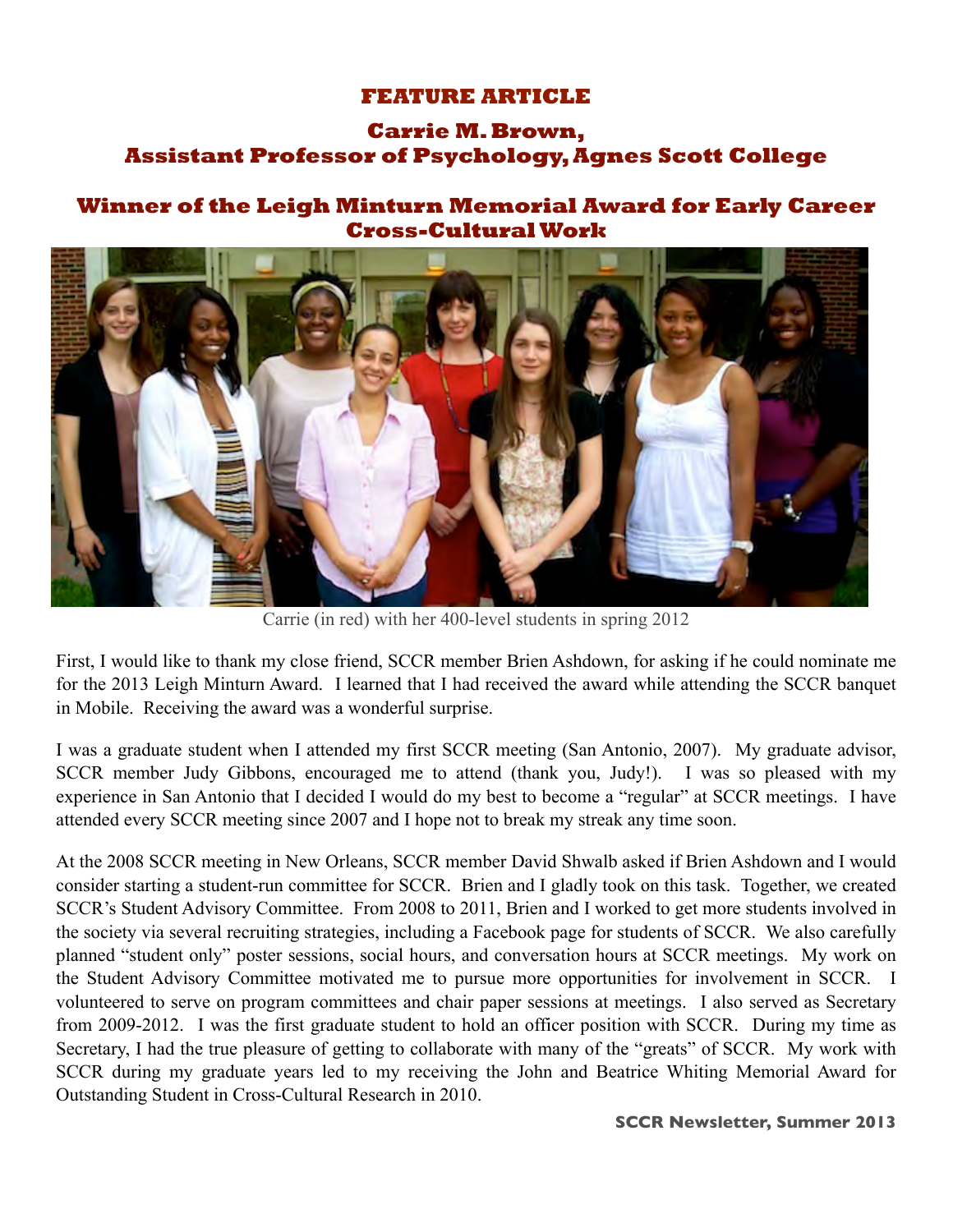# FEATURE ARTICLE

## Carrie M. Brown, Assistant Professor of Psychology, Agnes Scott College

## Winner of the Leigh Minturn Memorial Award for Early Career Cross-Cultural Work

Carrie (in red) with her 400-level students in spring 2012

First, I would like to thank my close friend, SCCR member Brien Ashdown, for asking if he could nominate me for the 2013 Leigh Minturn Award. I learned that I had received the award while attending the SCCR banquet in Mobile. Receiving the award was a wonderful surprise.

I was a graduate student when I attended my first SCCR meeting (San Antonio, 2007). My graduate advisor, SCCR member Judy Gibbons, encouraged me to attend (thank you, Judy!). I was so pleased with my experience in San Antonio that I decided I would do my best to become a "regular" at SCCR meetings. I have attended every SCCR meeting since 2007 and I hope not to break my streak any time soon.

At the 2008 SCCR meeting in New Orleans, SCCR member David Shwalb asked if Brien Ashdown and I would consider starting a student-run committee for SCCR. Brien and I gladly took on this task. Together, we created SCCR's Student Advisory Committee. From 2008 to 2011, Brien and I worked to get more students involved in the society via several recruiting strategies, including a Facebook page for students of SCCR. We also carefully planned "student only" poster sessions, social hours, and conversation hours at SCCR meetings. My work on the Student Advisory Committee motivated me to pursue more opportunities for involvement in SCCR. I volunteered to serve on program committees and chair paper sessions at meetings. I also served as Secretary from 2009-2012. I was the first graduate student to hold an officer position with SCCR. During my time as Secretary, I had the true pleasure of getting to collaborate with many of the "greats" of SCCR. My work with SCCR during my graduate years led to my receiving the John and Beatrice Whiting Memorial Award for Outstanding Student in Cross-Cultural Research in 2010.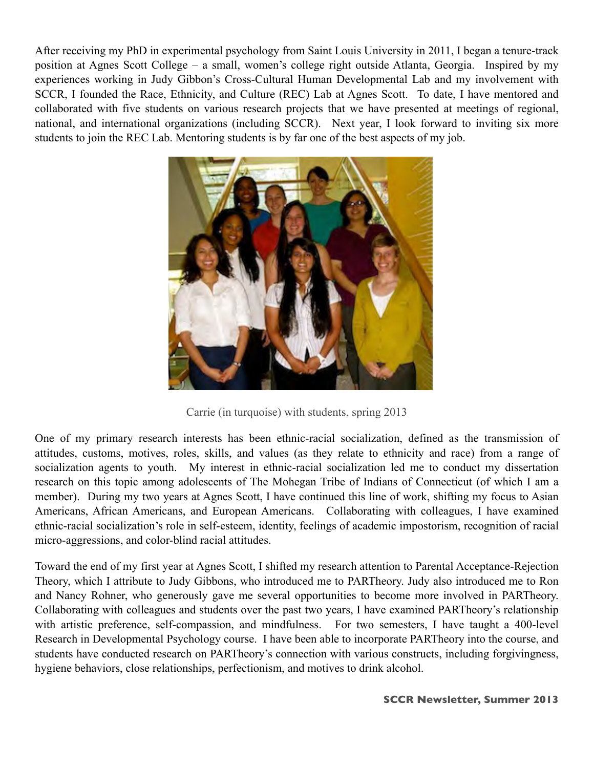After receiving my PhD in experimental psychology from Saint Louis University in 2011, I began a tenure-track position at Agnes Scott College – a small, women's college right outside Atlanta, Georgia. Inspired by my experiences working in Judy Gibbon's Cross-Cultural Human Developmental Lab and my involvement with SCCR, I founded the Race, Ethnicity, and Culture (REC) Lab at Agnes Scott. To date, I have mentored and collaborated with five students on various research projects that we have presented at meetings of regional, national, and international organizations (including SCCR). Next year, I look forward to inviting six more students to join the REC Lab. Mentoring students is by far one of the best aspects of my job.

Carrie (in turquoise) with students, spring 2013

One of my primary research interests has been ethnic-racial socialization, defined as the transmission of attitudes, customs, motives, roles, skills, and values (as they relate to ethnicity and race) from a range of socialization agents to youth. My interest in ethnic-racial socialization led me to conduct my dissertation research on this topic among adolescents of The Mohegan Tribe of Indians of Connecticut (of which I am a member). During my two years at Agnes Scott, I have continued this line of work, shifting my focus to Asian Americans, African Americans, and European Americans. Collaborating with colleagues, I have examined ethnic-racial socialization's role in self-esteem, identity, feelings of academic impostorism, recognition of racial micro-aggressions, and color-blind racial attitudes.

Toward the end of my first year at Agnes Scott, I shifted my research attention to Parental Acceptance-Rejection Theory, which I attribute to Judy Gibbons, who introduced me to PARTheory. Judy also introduced me to Ron and Nancy Rohner, who generously gave me several opportunities to become more involved in PARTheory. Collaborating with colleagues and students over the past two years, I have examined PARTheory's relationship with artistic preference, self-compassion, and mindfulness. For two semesters, I have taught a 400-level Research in Developmental Psychology course. I have been able to incorporate PARTheory into the course, and students have conducted research on PARTheory's connection with various constructs, including forgivingness, hygiene behaviors, close relationships, perfectionism, and motives to drink alcohol.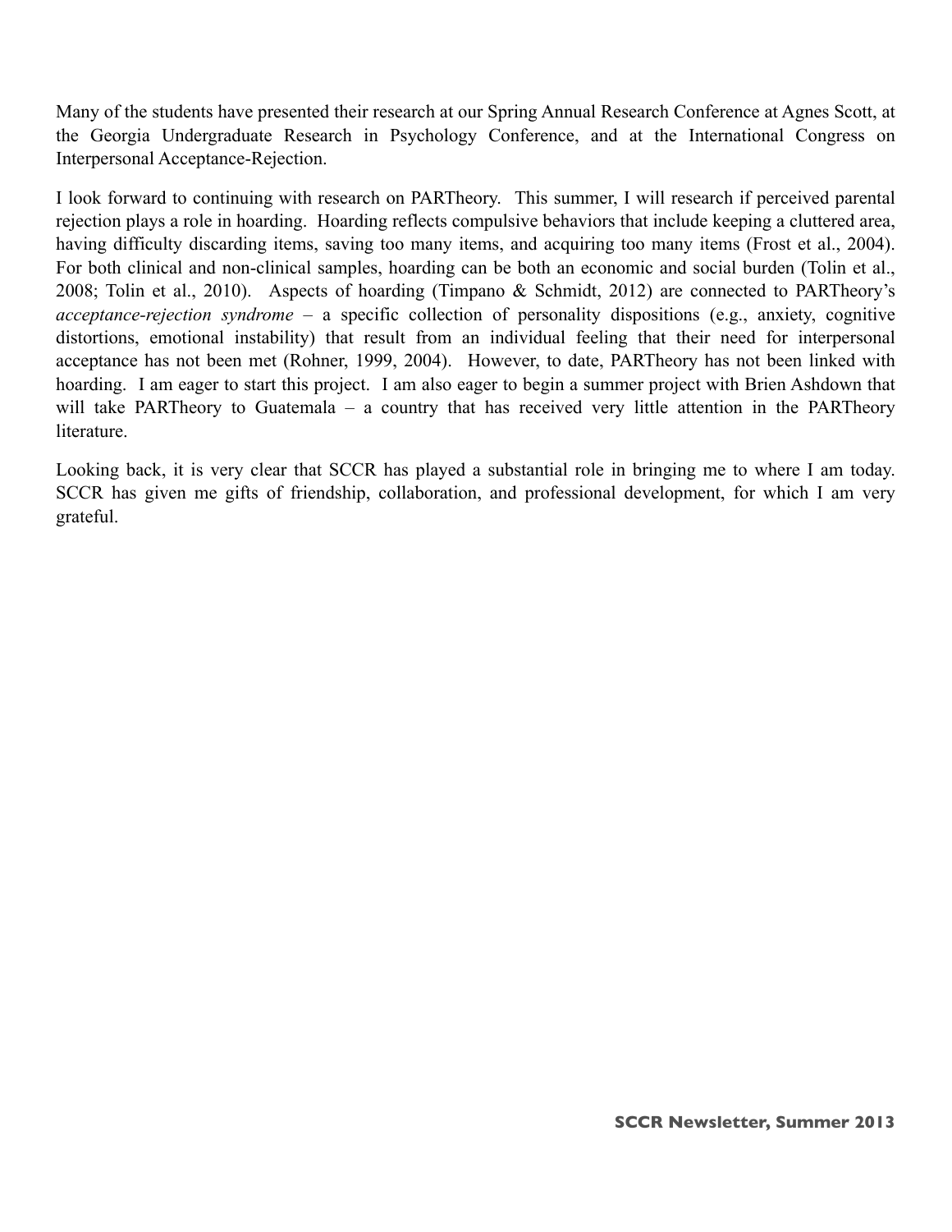Many of the students have presented their research at our Spring Annual Research Conference at Agnes Scott, at the Georgia Undergraduate Research in Psychology Conference, and at the International Congress on Interpersonal Acceptance-Rejection.

I look forward to continuing with research on PARTheory. This summer, I will research if perceived parental rejection plays a role in hoarding. Hoarding reflects compulsive behaviors that include keeping a cluttered area, having difficulty discarding items, saving too many items, and acquiring too many items (Frost et al., 2004). For both clinical and non-clinical samples, hoarding can be both an economic and social burden (Tolin et al., 2008; Tolin et al., 2010). Aspects of hoarding (Timpano & Schmidt, 2012) are connected to PARTheory's *acceptance-rejection syndrome* – a specific collection of personality dispositions (e.g., anxiety, cognitive distortions, emotional instability) that result from an individual feeling that their need for interpersonal acceptance has not been met (Rohner, 1999, 2004). However, to date, PARTheory has not been linked with hoarding. I am eager to start this project. I am also eager to begin a summer project with Brien Ashdown that will take PARTheory to Guatemala – a country that has received very little attention in the PARTheory literature.

Looking back, it is very clear that SCCR has played a substantial role in bringing me to where I am today. SCCR has given me gifts of friendship, collaboration, and professional development, for which I am very grateful.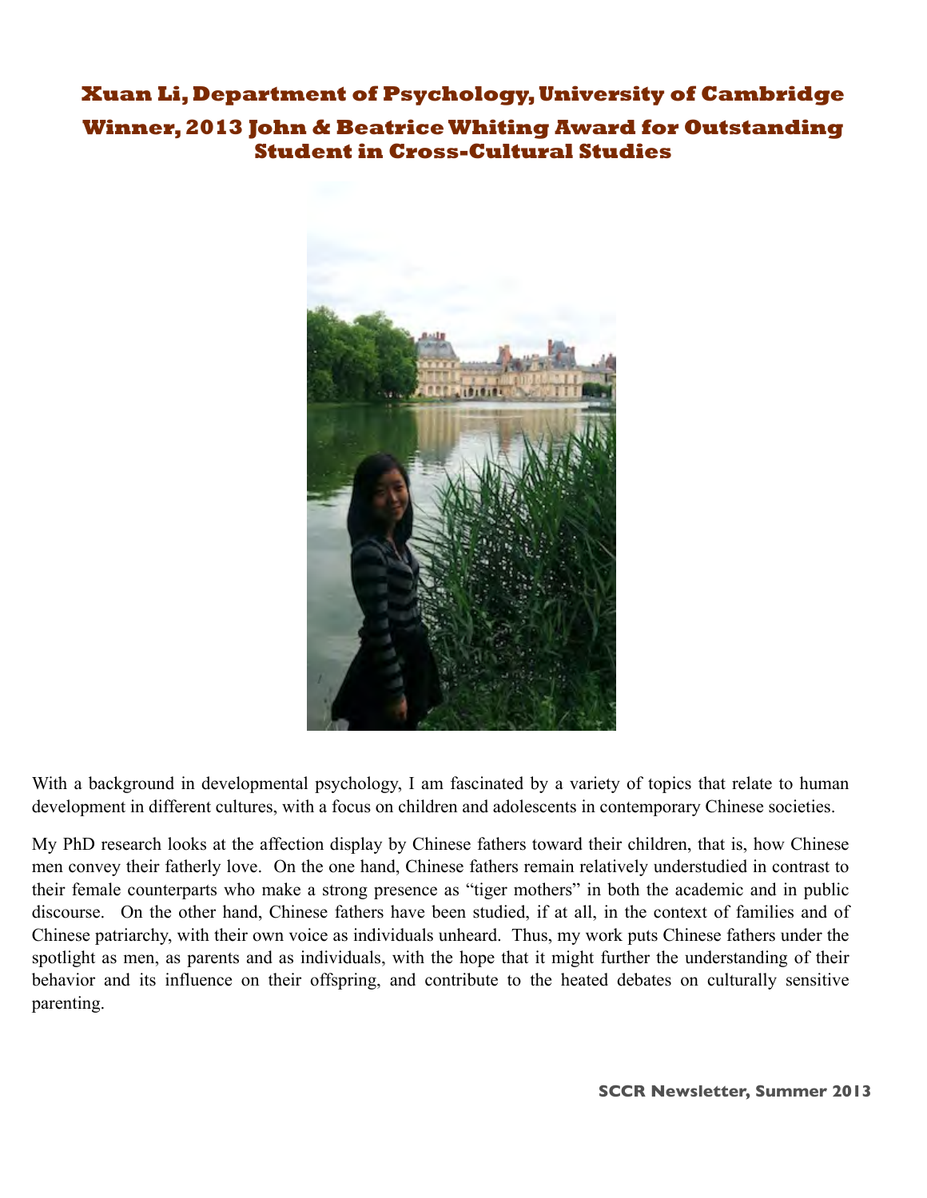## Xuan Li, Department of Psychology, University of Cambridge

## Winner, 2013 John & Beatrice Whiting Award for Outstanding Student in Cross-Cultural Studies

With a background in developmental psychology, I am fascinated by a variety of topics that relate to human development in different cultures, with a focus on children and adolescents in contemporary Chinese societies.

My PhD research looks at the affection display by Chinese fathers toward their children, that is, how Chinese men convey their fatherly love. On the one hand, Chinese fathers remain relatively understudied in contrast to their female counterparts who make a strong presence as "tiger mothers" in both the academic and in public discourse. On the other hand, Chinese fathers have been studied, if at all, in the context of families and of Chinese patriarchy, with their own voice as individuals unheard. Thus, my work puts Chinese fathers under the spotlight as men, as parents and as individuals, with the hope that it might further the understanding of their behavior and its influence on their offspring, and contribute to the heated debates on culturally sensitive parenting.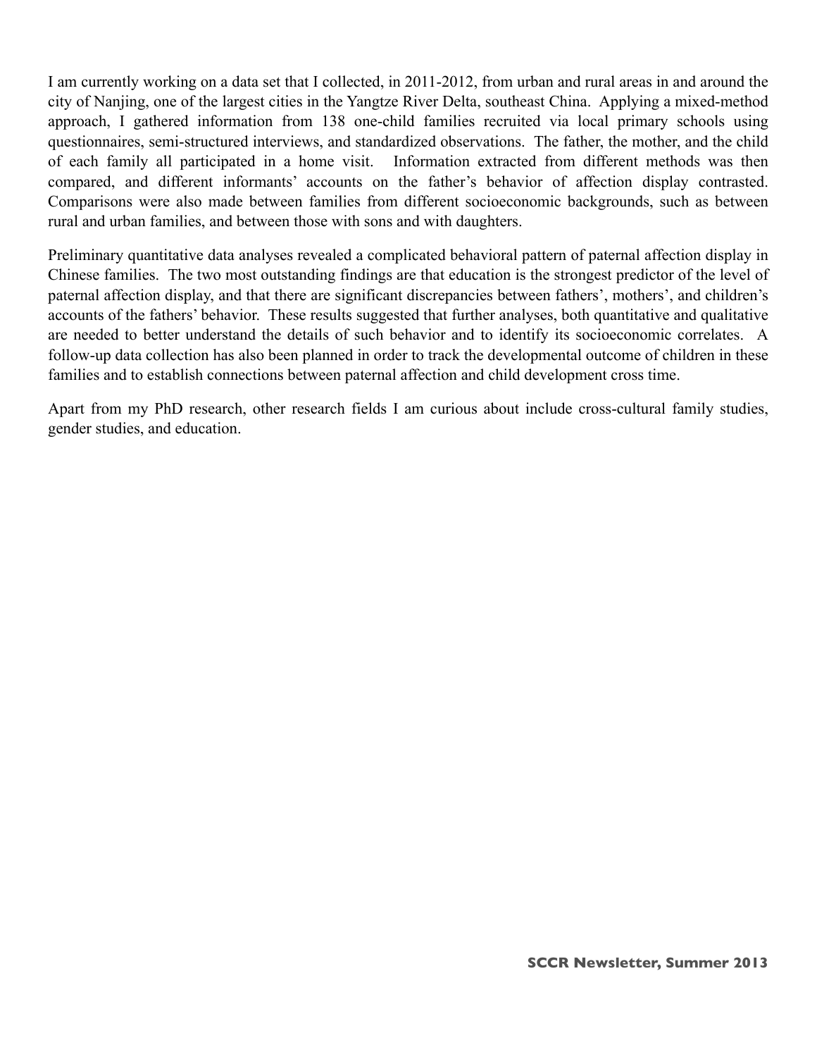I am currently working on a data set that I collected, in 2011-2012, from urban and rural areas in and around the city of Nanjing, one of the largest cities in the Yangtze River Delta, southeast China. Applying a mixed-method approach, I gathered information from 138 one-child families recruited via local primary schools using questionnaires, semi-structured interviews, and standardized observations. The father, the mother, and the child of each family all participated in a home visit. Information extracted from different methods was then compared, and different informants' accounts on the father's behavior of affection display contrasted. Comparisons were also made between families from different socioeconomic backgrounds, such as between rural and urban families, and between those with sons and with daughters.

Preliminary quantitative data analyses revealed a complicated behavioral pattern of paternal affection display in Chinese families. The two most outstanding findings are that education is the strongest predictor of the level of paternal affection display, and that there are significant discrepancies between fathers', mothers', and children's accounts of the fathers' behavior. These results suggested that further analyses, both quantitative and qualitative are needed to better understand the details of such behavior and to identify its socioeconomic correlates. A follow-up data collection has also been planned in order to track the developmental outcome of children in these families and to establish connections between paternal affection and child development cross time.

Apart from my PhD research, other research fields I am curious about include cross-cultural family studies, gender studies, and education.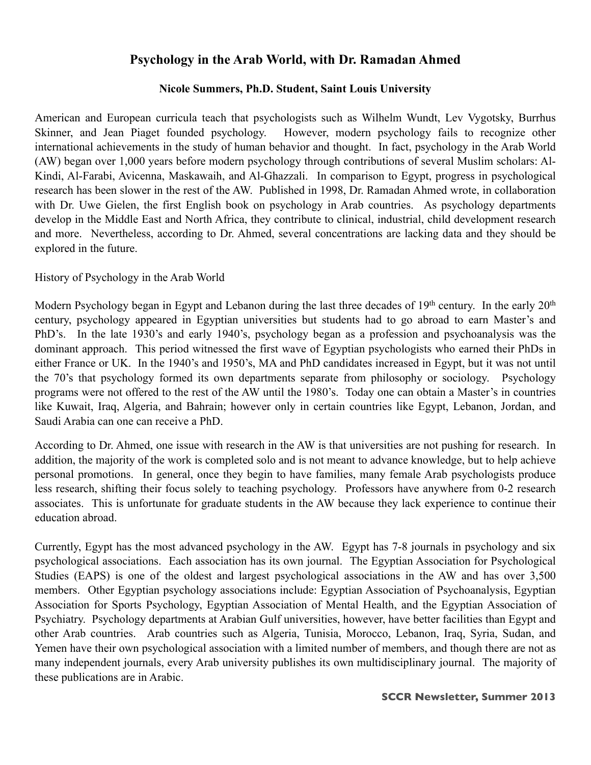# Psychology in the Arab World, with Dr. Ramadan Ahmed

**Nicole Summers, Ph.D. Student, Saint Louis University**

American and European curricula teach that psychologists such as Wilhelm Wundt, Lev Vygotsky, Burrhus Skinner, and Jean Piaget founded psychology. However, modern psychology fails to recognize other international achievements in the study of human behavior and thought. In fact, psychology in the Arab World (AW) began over 1,000 years before modern psychology through contributions of several Muslim scholars: Al-Kindi, Al-Farabi, Avicenna, Maskawaih, and Al-Ghazzali. In comparison to Egypt, progress in psychological research has been slower in the rest of the AW. Published in 1998, Dr. Ramadan Ahmed wrote, in collaboration with Dr. Uwe Gielen, the first English book on psychology in Arab countries. As psychology departments develop in the Middle East and North Africa, they contribute to clinical, industrial, child development research and more. Nevertheless, according to Dr. Ahmed, several concentrations are lacking data and they should be explored in the future.

History of Psychology in the Arab World

Modern Psychology began in Egypt and Lebanon during the last three decades of 19th century. In the early 20th century, psychology appeared in Egyptian universities but students had to go abroad to earn Master's and PhD's. In the late 1930's and early 1940's, psychology began as a profession and psychoanalysis was the dominant approach. This period witnessed the first wave of Egyptian psychologists who earned their PhDs in either France or UK. In the 1940's and 1950's, MA and PhD candidates increased in Egypt, but it was not until the 70's that psychology formed its own departments separate from philosophy or sociology. Psychology programs were not offered to the rest of the AW until the 1980's. Today one can obtain a Master's in countries like Kuwait, Iraq, Algeria, and Bahrain; however only in certain countries like Egypt, Lebanon, Jordan, and Saudi Arabia can one can receive a PhD.

According to Dr. Ahmed, one issue with research in the AW is that universities are not pushing for research. In addition, the majority of the work is completed solo and is not meant to advance knowledge, but to help achieve personal promotions. In general, once they begin to have families, many female Arab psychologists produce less research, shifting their focus solely to teaching psychology. Professors have anywhere from 0-2 research associates. This is unfortunate for graduate students in the AW because they lack experience to continue their education abroad.

Currently, Egypt has the most advanced psychology in the AW. Egypt has 7-8 journals in psychology and six psychological associations. Each association has its own journal. The Egyptian Association for Psychological Studies (EAPS) is one of the oldest and largest psychological associations in the AW and has over 3,500 members. Other Egyptian psychology associations include: Egyptian Association of Psychoanalysis, Egyptian Association for Sports Psychology, Egyptian Association of Mental Health, and the Egyptian Association of Psychiatry. Psychology departments at Arabian Gulf universities, however, have better facilities than Egypt and other Arab countries. Arab countries such as Algeria, Tunisia, Morocco, Lebanon, Iraq, Syria, Sudan, and Yemen have their own psychological association with a limited number of members, and though there are not as many independent journals, every Arab university publishes its own multidisciplinary journal. The majority of these publications are in Arabic.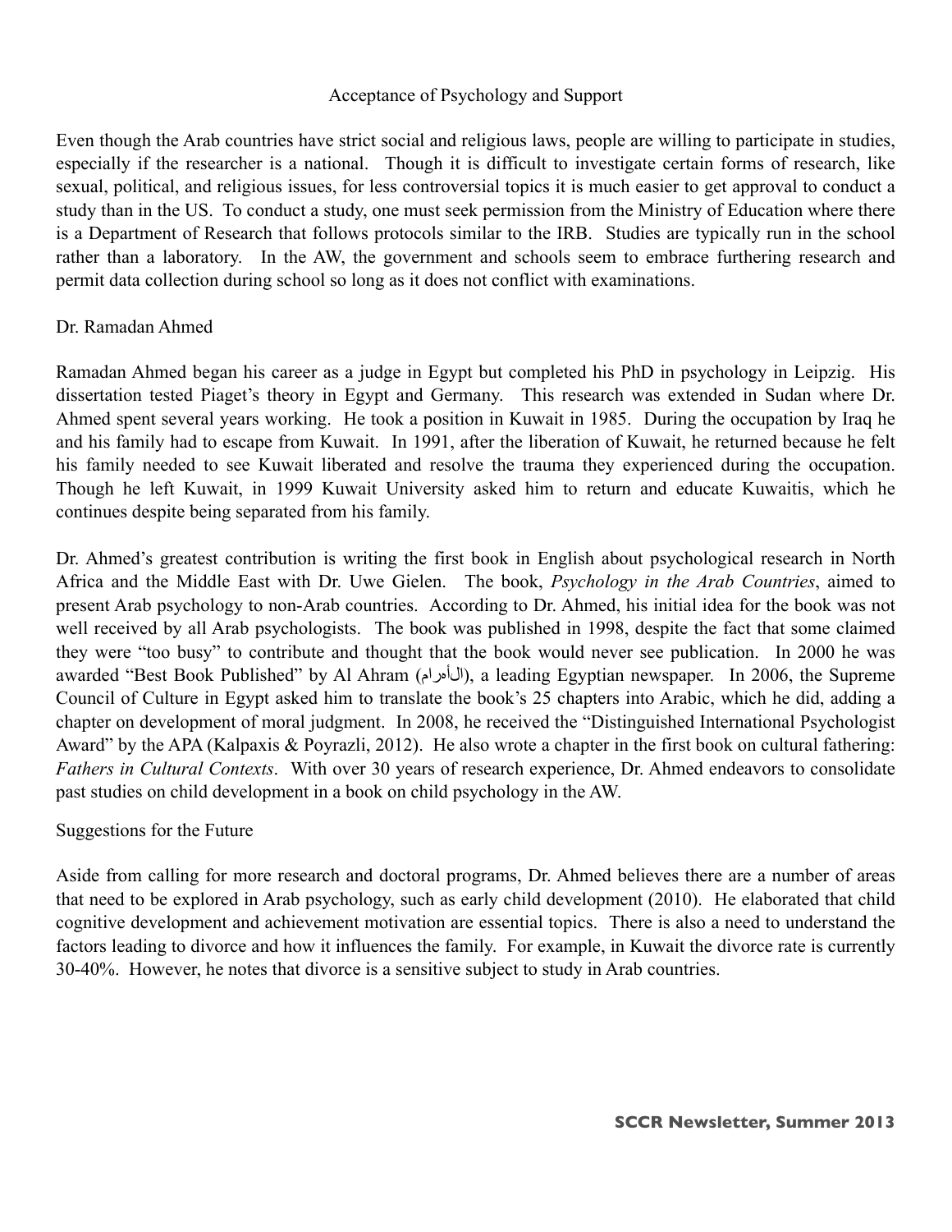## Acceptance of Psychology and Support

Even though the Arab countries have strict social and religious laws, people are willing to participate in studies, especially if the researcher is a national. Though it is difficult to investigate certain forms of research, like sexual, political, and religious issues, for less controversial topics it is much easier to get approval to conduct a study than in the US. To conduct a study, one must seek permission from the Ministry of Education where there is a Department of Research that follows protocols similar to the IRB. Studies are typically run in the school rather than a laboratory. In the AW, the government and schools seem to embrace furthering research and permit data collection during school so long as it does not conflict with examinations.

## Dr. Ramadan Ahmed

Ramadan Ahmed began his career as a judge in Egypt but completed his PhD in psychology in Leipzig. His dissertation tested Piaget's theory in Egypt and Germany. This research was extended in Sudan where Dr. Ahmed spent several years working. He took a position in Kuwait in 1985. During the occupation by Iraq he and his family had to escape from Kuwait. In 1991, after the liberation of Kuwait, he returned because he felt his family needed to see Kuwait liberated and resolve the trauma they experienced during the occupation. Though he left Kuwait, in 1999 Kuwait University asked him to return and educate Kuwaitis, which he continues despite being separated from his family.

Dr. Ahmed's greatest contribution is writing the first book in English about psychological research in North Africa and the Middle East with Dr. Uwe Gielen. The book, *Psychology in the Arab Countries*, aimed to present Arab psychology to non-Arab countries. According to Dr. Ahmed, his initial idea for the book was not well received by all Arab psychologists. The book was published in 1998, despite the fact that some claimed they were "too busy" to contribute and thought that the book would never see publication. In 2000 he was awarded "Best Book Published" by Al Ahram (الأهرام), a leading Egyptian newspaper. In 2006, the Supreme Council of Culture in Egypt asked him to translate the book's 25 chapters into Arabic, which he did, adding a chapter on development of moral judgment. In 2008, he received the "Distinguished International Psychologist Award" by the APA (Kalpaxis & Poyrazli, 2012). He also wrote a chapter in the first book on cultural fathering: *Fathers in Cultural Contexts*. With over 30 years of research experience, Dr. Ahmed endeavors to consolidate past studies on child development in a book on child psychology in the AW.

## Suggestions for the Future

Aside from calling for more research and doctoral programs, Dr. Ahmed believes there are a number of areas that need to be explored in Arab psychology, such as early child development (2010). He elaborated that child cognitive development and achievement motivation are essential topics. There is also a need to understand the factors leading to divorce and how it influences the family. For example, in Kuwait the divorce rate is currently 30-40%. However, he notes that divorce is a sensitive subject to study in Arab countries.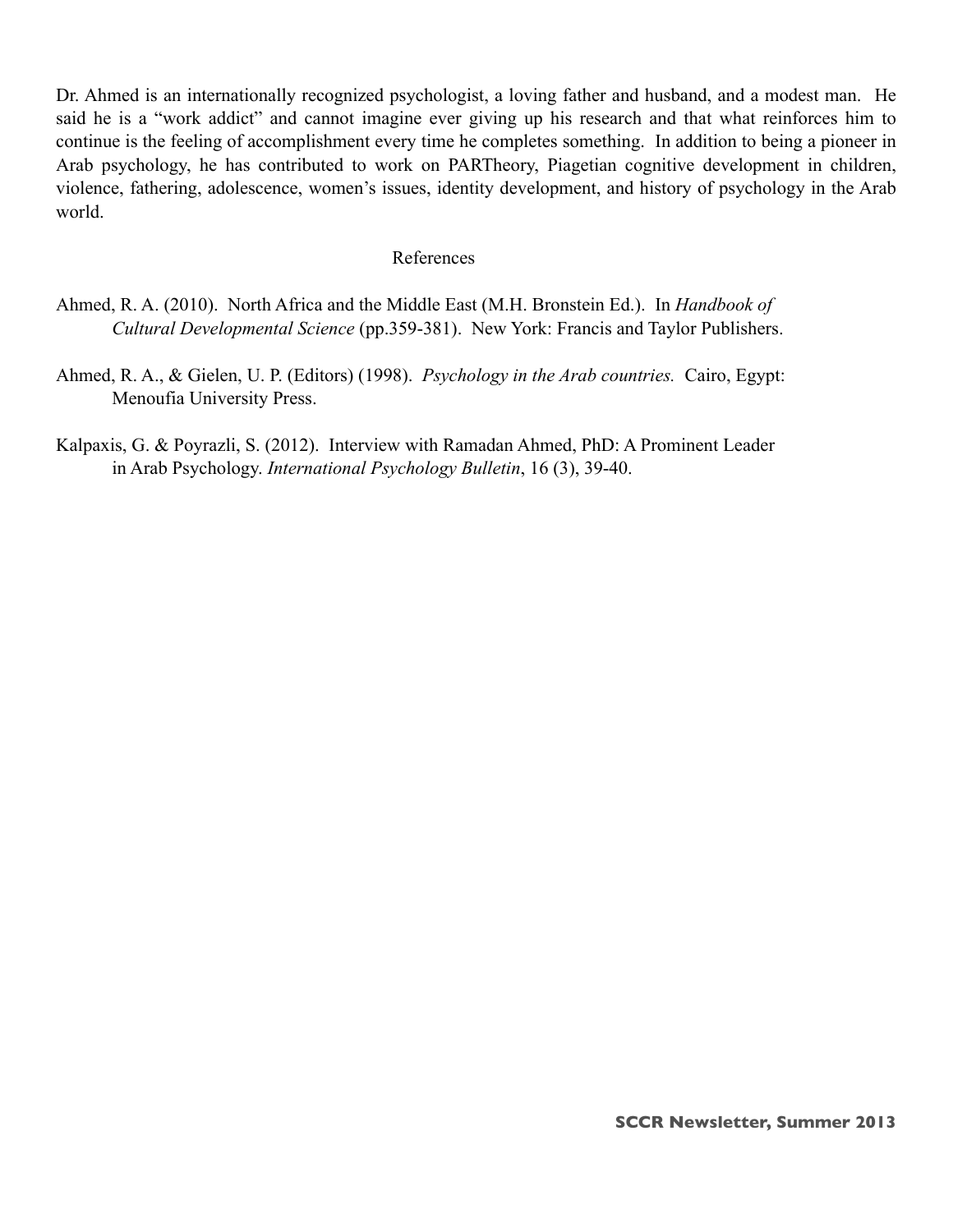Dr. Ahmed is an internationally recognized psychologist, a loving father and husband, and a modest man. He said he is a "work addict" and cannot imagine ever giving up his research and that what reinforces him to continue is the feeling of accomplishment every time he completes something. In addition to being a pioneer in Arab psychology, he has contributed to work on PARTheory, Piagetian cognitive development in children, violence, fathering, adolescence, women's issues, identity development, and history of psychology in the Arab world.

## References

Ahmed, R. A. (2010). North Africa and the Middle East (M.H. Bronstein Ed.). In *Handbook of Cultural Developmental Science* (pp.359-381). New York: Francis and Taylor Publishers.

Ahmed, R. A., & Gielen, U. P. (Editors) (1998). *Psychology in the Arab countries.* Cairo, Egypt: Menoufia University Press.

Kalpaxis, G. & Poyrazli, S. (2012). Interview with Ramadan Ahmed, PhD: A Prominent Leader in Arab Psychology. *International Psychology Bulletin*, 16 (3), 39-40.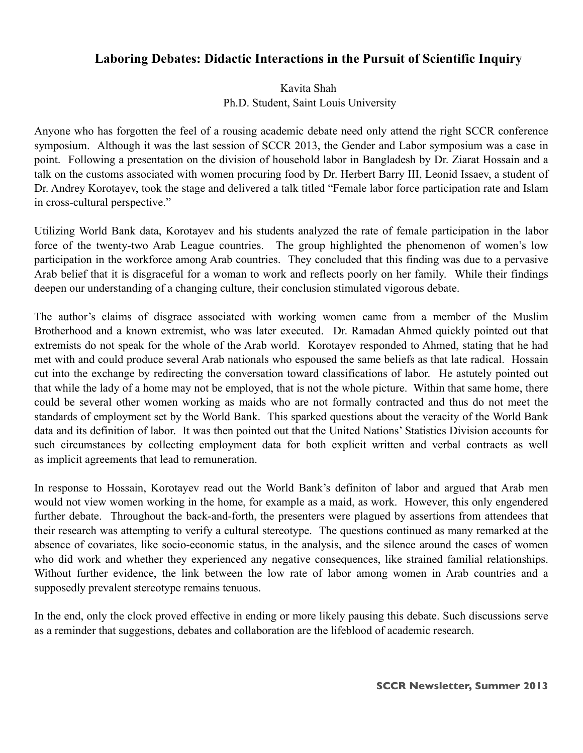## Laboring Debates: Didactic Interactions in the Pursuit of Scientific Inquiry

Kavita Shah
Ph.D. Student, Saint Louis University

Anyone who has forgotten the feel of a rousing academic debate need only attend the right SCCR conference symposium. Although it was the last session of SCCR 2013, the Gender and Labor symposium was a case in point. Following a presentation on the division of household labor in Bangladesh by Dr. Ziarat Hossain and a talk on the customs associated with women procuring food by Dr. Herbert Barry III, Leonid Issaev, a student of Dr. Andrey Korotayev, took the stage and delivered a talk titled "Female labor force participation rate and Islam in cross-cultural perspective."

Utilizing World Bank data, Korotayev and his students analyzed the rate of female participation in the labor force of the twenty-two Arab League countries. The group highlighted the phenomenon of women's low participation in the workforce among Arab countries. They concluded that this finding was due to a pervasive Arab belief that it is disgraceful for a woman to work and reflects poorly on her family. While their findings deepen our understanding of a changing culture, their conclusion stimulated vigorous debate.

The author's claims of disgrace associated with working women came from a member of the Muslim Brotherhood and a known extremist, who was later executed. Dr. Ramadan Ahmed quickly pointed out that extremists do not speak for the whole of the Arab world. Korotayev responded to Ahmed, stating that he had met with and could produce several Arab nationals who espoused the same beliefs as that late radical. Hossain cut into the exchange by redirecting the conversation toward classifications of labor. He astutely pointed out that while the lady of a home may not be employed, that is not the whole picture. Within that same home, there could be several other women working as maids who are not formally contracted and thus do not meet the standards of employment set by the World Bank. This sparked questions about the veracity of the World Bank data and its definition of labor. It was then pointed out that the United Nations' Statistics Division accounts for such circumstances by collecting employment data for both explicit written and verbal contracts as well as implicit agreements that lead to remuneration.

In response to Hossain, Korotayev read out the World Bank's definiton of labor and argued that Arab men would not view women working in the home, for example as a maid, as work. However, this only engendered further debate. Throughout the back-and-forth, the presenters were plagued by assertions from attendees that their research was attempting to verify a cultural stereotype. The questions continued as many remarked at the absence of covariates, like socio-economic status, in the analysis, and the silence around the cases of women who did work and whether they experienced any negative consequences, like strained familial relationships. Without further evidence, the link between the low rate of labor among women in Arab countries and a supposedly prevalent stereotype remains tenuous.

In the end, only the clock proved effective in ending or more likely pausing this debate. Such discussions serve as a reminder that suggestions, debates and collaboration are the lifeblood of academic research.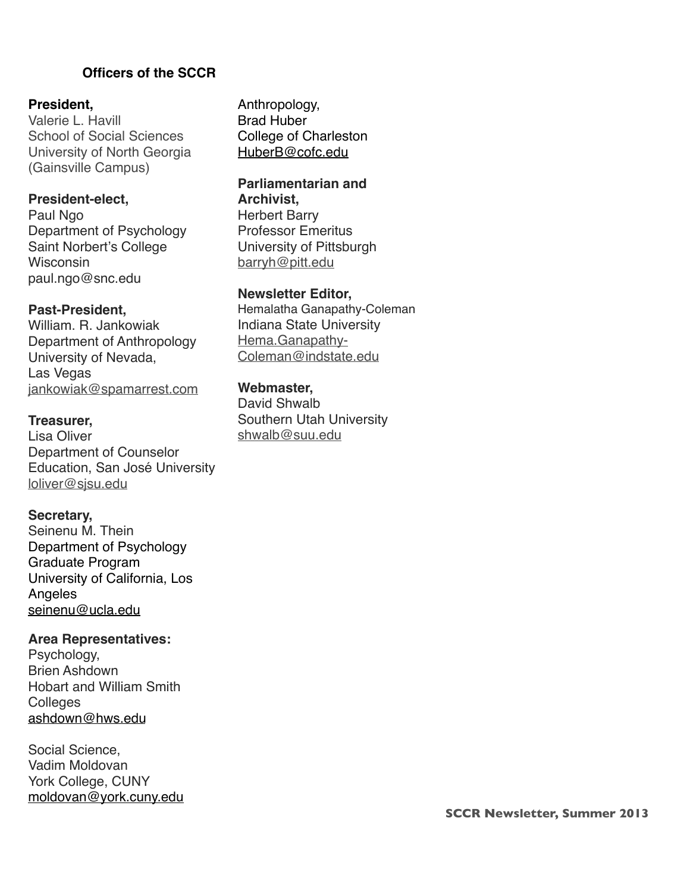### Officers of the SCCR

**President,**
Valerie L. Havill
School of Social Sciences
University of North Georgia
(Gainsville Campus)

**President-elect,**
Paul Ngo
Department of Psychology
Saint Norbert's College
Wisconsin
paul.ngo@snc.edu

**Past-President,**
William. R. Jankowiak
Department of Anthropology
University of Nevada,
Las Vegas
jankowiak@spamarrest.com

**Treasurer,**
Lisa Oliver
Department of Counselor
Education, San José University
loliver@sjsu.edu

**Secretary,**
Seinenu M. Thein
Department of Psychology
Graduate Program
University of California, Los
Angeles
seinenu@ucla.edu

**Area Representatives:**
Psychology,
Brien Ashdown
Hobart and William Smith
Colleges
ashdown@hws.edu

Social Science,
Vadim Moldovan
York College, CUNY
moldovan@york.cuny.edu

Anthropology,
Brad Huber
College of Charleston
HuberB@cofc.edu

**Parliamentarian and Archivist,**
Herbert Barry
Professor Emeritus
University of Pittsburgh
barryh@pitt.edu

**Newsletter Editor,**
Hemalatha Ganapathy-Coleman
Indiana State University
Hema.Ganapathy-Coleman@indstate.edu

**Webmaster,**
David Shwalb
Southern Utah University
shwalb@suu.edu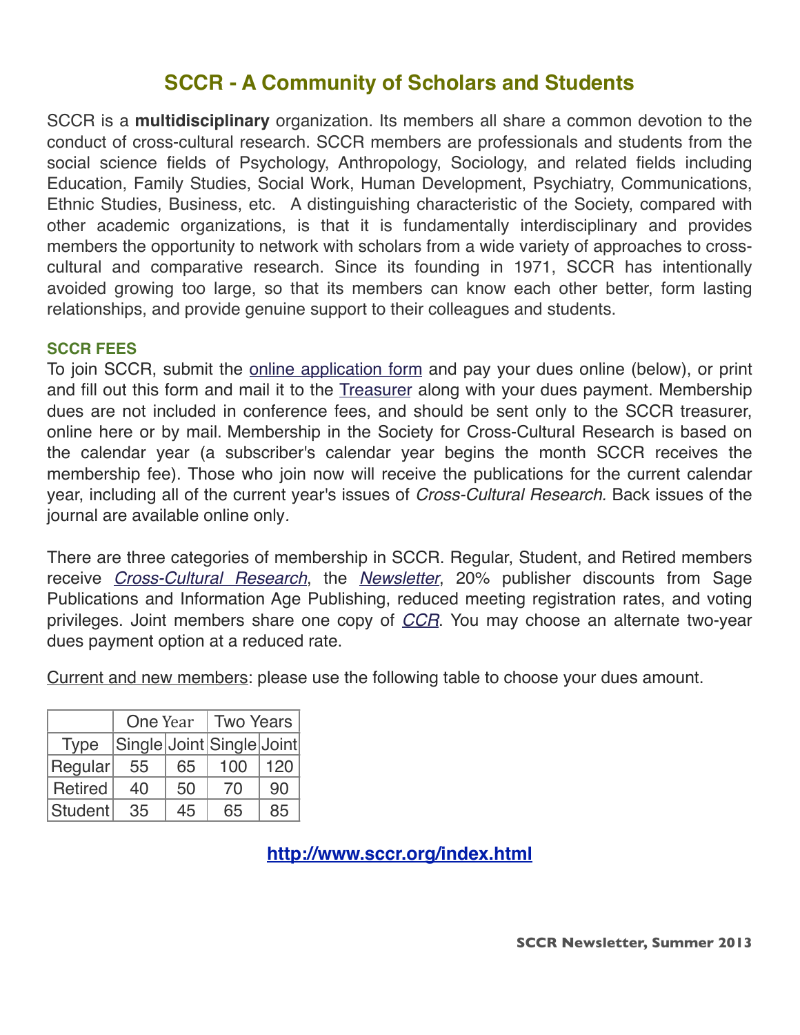# SCCR - A Community of Scholars and Students

SCCR is a **multidisciplinary** organization. Its members all share a common devotion to the conduct of cross-cultural research. SCCR members are professionals and students from the social science fields of Psychology, Anthropology, Sociology, and related fields including Education, Family Studies, Social Work, Human Development, Psychiatry, Communications, Ethnic Studies, Business, etc. A distinguishing characteristic of the Society, compared with other academic organizations, is that it is fundamentally interdisciplinary and provides members the opportunity to network with scholars from a wide variety of approaches to cross-cultural and comparative research. Since its founding in 1971, SCCR has intentionally avoided growing too large, so that its members can know each other better, form lasting relationships, and provide genuine support to their colleagues and students.

## SCCR FEES

To join SCCR, submit the online application form and pay your dues online (below), or print and fill out this form and mail it to the Treasurer along with your dues payment. Membership dues are not included in conference fees, and should be sent only to the SCCR treasurer, online here or by mail. Membership in the Society for Cross-Cultural Research is based on the calendar year (a subscriber's calendar year begins the month SCCR receives the membership fee). Those who join now will receive the publications for the current calendar year, including all of the current year's issues of *Cross-Cultural Research*. Back issues of the journal are available online only.

There are three categories of membership in SCCR. Regular, Student, and Retired members receive *Cross-Cultural Research*, the *Newsletter*, 20% publisher discounts from Sage Publications and Information Age Publishing, reduced meeting registration rates, and voting privileges. Joint members share one copy of *CCR*. You may choose an alternate two-year dues payment option at a reduced rate.

Current and new members: please use the following table to choose your dues amount.

| | One Year | | Two Years | |
|---|---|---|---|---|
| Type | Single | Joint | Single | Joint |
| Regular | 55 | 65 | 100 | 120 |
| Retired | 40 | 50 | 70 | 90 |
| Student | 35 | 45 | 65 | 85 |

**http://www.sccr.org/index.html**